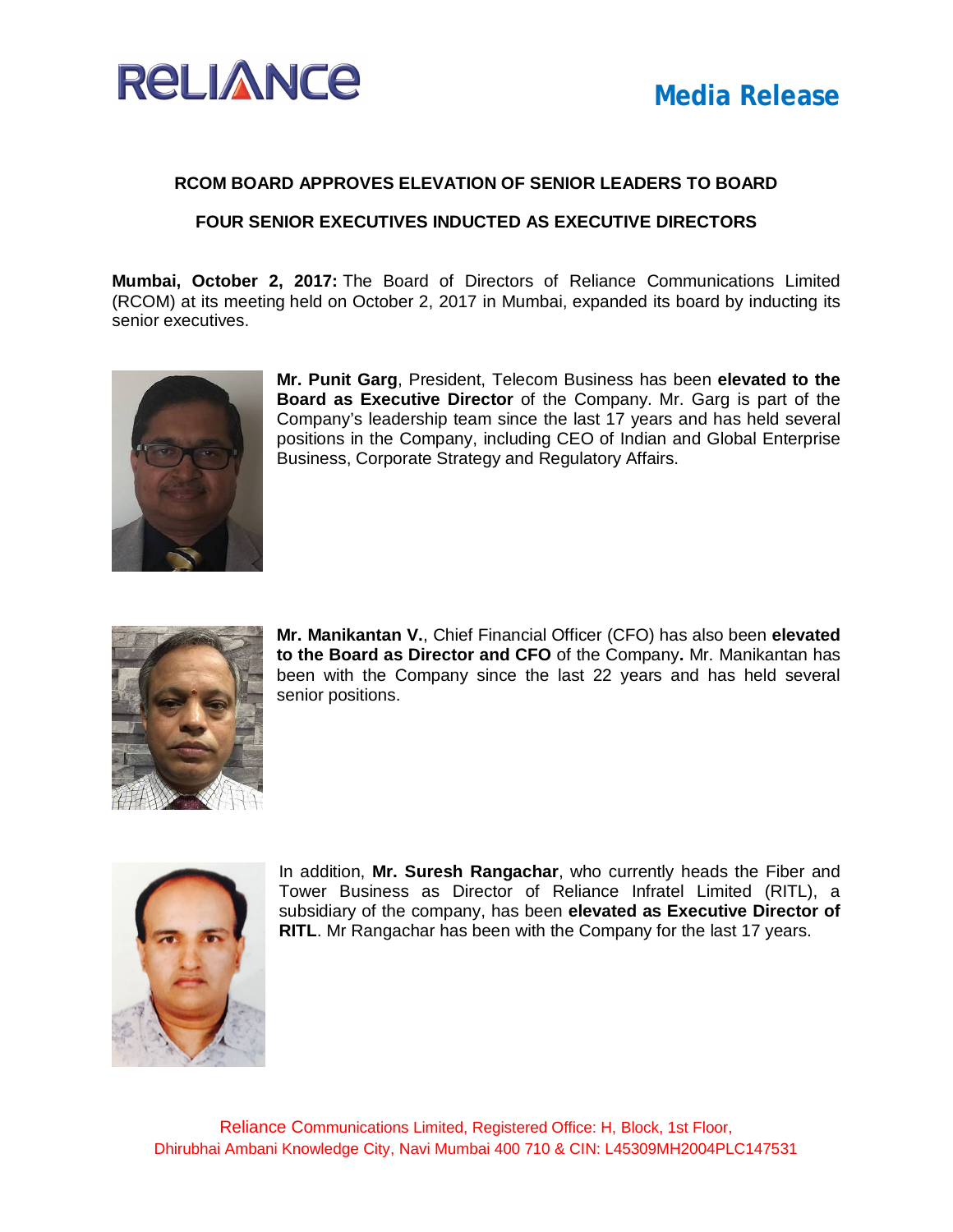RELIANCE

**Media Release**

## RCOM BOARD APPROVES ELEVATION OF SENIOR LEADERS TO BOARD

### FOUR SENIOR EXECUTIVES INDUCTED AS EXECUTIVE DIRECTORS

**Mumbai, October 2, 2017:** The Board of Directors of Reliance Communications Limited (RCOM) at its meeting held on October 2, 2017 in Mumbai, expanded its board by inducting its senior executives.

**Mr. Punit Garg**, President, Telecom Business has been **elevated to the Board as Executive Director** of the Company. Mr. Garg is part of the Company's leadership team since the last 17 years and has held several positions in the Company, including CEO of Indian and Global Enterprise Business, Corporate Strategy and Regulatory Affairs.

**Mr. Manikantan V.**, Chief Financial Officer (CFO) has also been **elevated to the Board as Director and CFO** of the Company**.** Mr. Manikantan has been with the Company since the last 22 years and has held several senior positions.

In addition, **Mr. Suresh Rangachar**, who currently heads the Fiber and Tower Business as Director of Reliance Infratel Limited (RITL), a subsidiary of the company, has been **elevated as Executive Director of RITL**. Mr Rangachar has been with the Company for the last 17 years.

Reliance Communications Limited, Registered Office: H, Block, 1st Floor, Dhirubhai Ambani Knowledge City, Navi Mumbai 400 710 & CIN: L45309MH2004PLC147531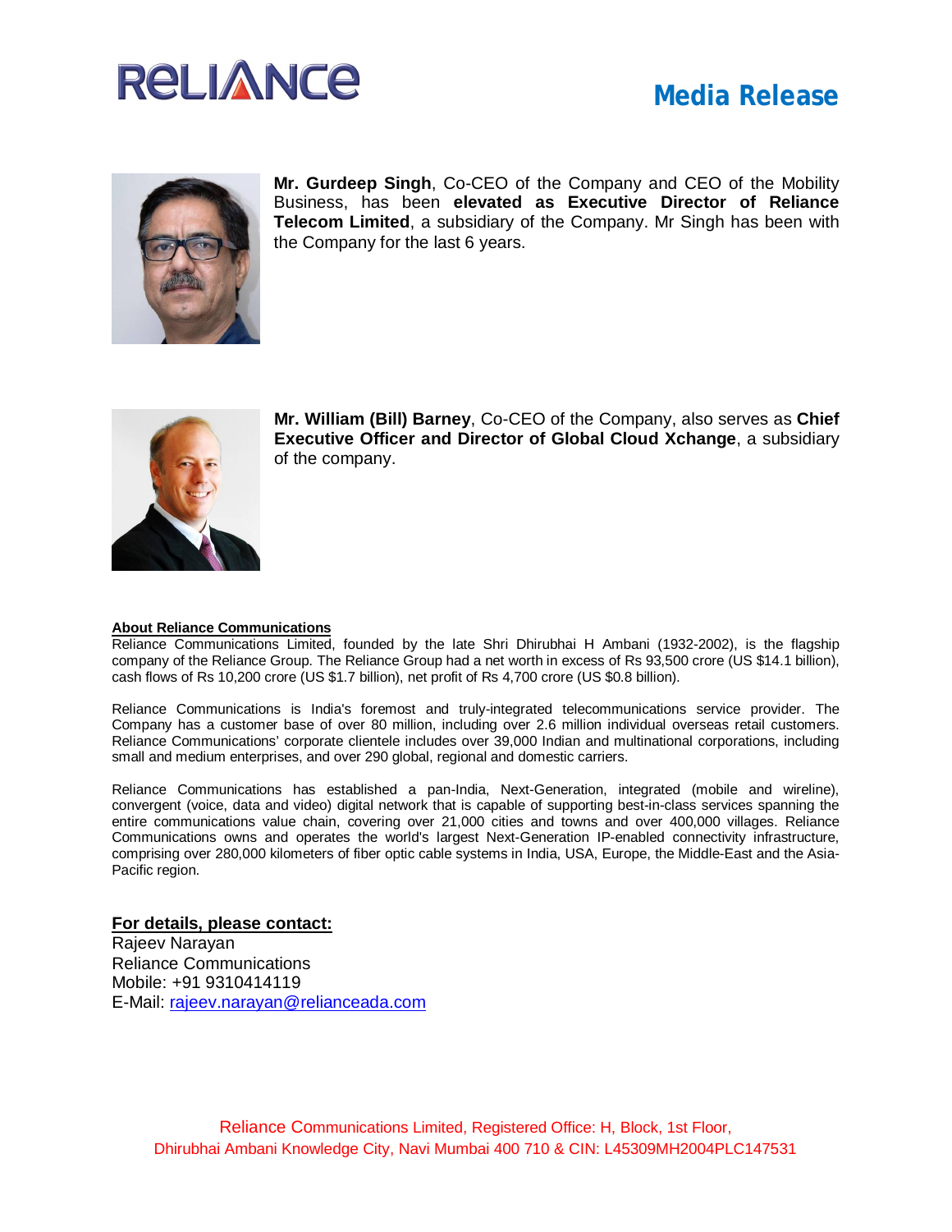**Mr. Gurdeep Singh**, Co-CEO of the Company and CEO of the Mobility Business, has been **elevated as Executive Director of Reliance Telecom Limited**, a subsidiary of the Company. Mr Singh has been with the Company for the last 6 years.

**Mr. William (Bill) Barney**, Co-CEO of the Company, also serves as **Chief Executive Officer and Director of Global Cloud Xchange**, a subsidiary of the company.

**About Reliance Communications**

Reliance Communications Limited, founded by the late Shri Dhirubhai H Ambani (1932-2002), is the flagship company of the Reliance Group. The Reliance Group had a net worth in excess of Rs 93,500 crore (US $14.1 billion), cash flows of Rs 10,200 crore (US $1.7 billion), net profit of Rs 4,700 crore (US $0.8 billion).

Reliance Communications is India's foremost and truly-integrated telecommunications service provider. The Company has a customer base of over 80 million, including over 2.6 million individual overseas retail customers. Reliance Communications' corporate clientele includes over 39,000 Indian and multinational corporations, including small and medium enterprises, and over 290 global, regional and domestic carriers.

Reliance Communications has established a pan-India, Next-Generation, integrated (mobile and wireline), convergent (voice, data and video) digital network that is capable of supporting best-in-class services spanning the entire communications value chain, covering over 21,000 cities and towns and over 400,000 villages. Reliance Communications owns and operates the world's largest Next-Generation IP-enabled connectivity infrastructure, comprising over 280,000 kilometers of fiber optic cable systems in India, USA, Europe, the Middle-East and the Asia-Pacific region.

**For details, please contact:**

Rajeev Narayan
Reliance Communications
Mobile: +91 9310414119
E-Mail: rajeev.narayan@relianceada.com

Reliance Communications Limited, Registered Office: H, Block, 1st Floor, Dhirubhai Ambani Knowledge City, Navi Mumbai 400 710 & CIN: L45309MH2004PLC147531